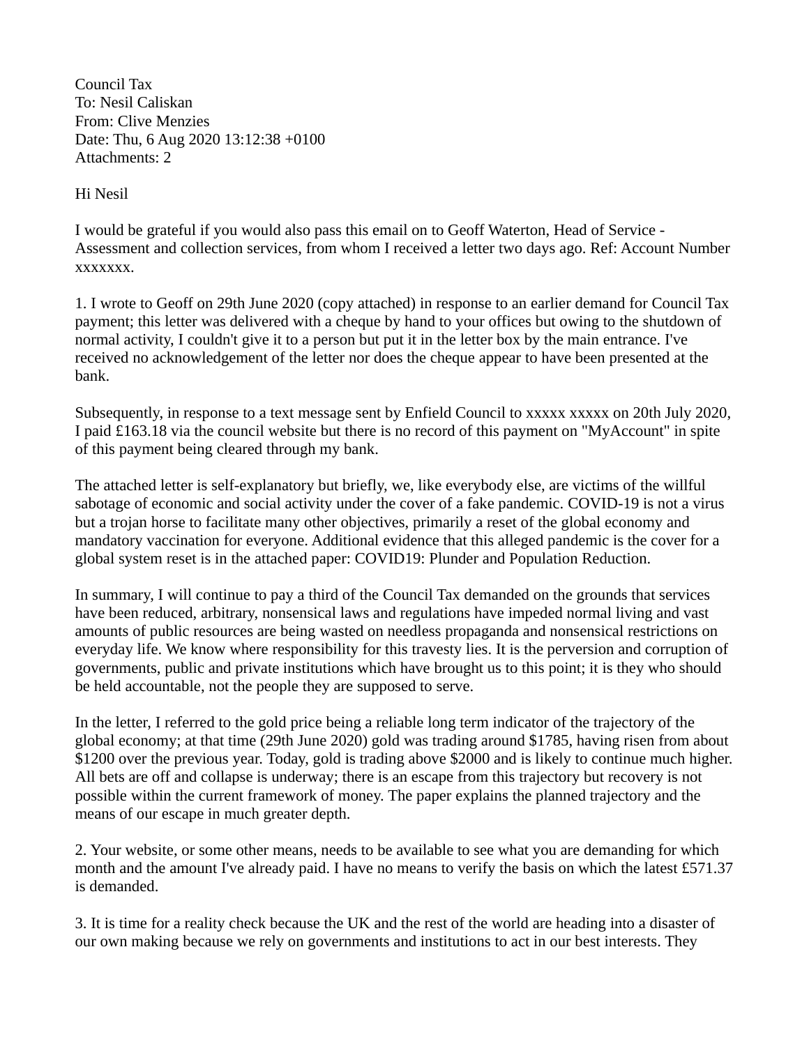Council Tax
To: Nesil Caliskan
From: Clive Menzies
Date: Thu, 6 Aug 2020 13:12:38 +0100
Attachments: 2

Hi Nesil

I would be grateful if you would also pass this email on to Geoff Waterton, Head of Service - Assessment and collection services, from whom I received a letter two days ago. Ref: Account Number xxxxxxx.

1. I wrote to Geoff on 29th June 2020 (copy attached) in response to an earlier demand for Council Tax payment; this letter was delivered with a cheque by hand to your offices but owing to the shutdown of normal activity, I couldn't give it to a person but put it in the letter box by the main entrance. I've received no acknowledgement of the letter nor does the cheque appear to have been presented at the bank.

Subsequently, in response to a text message sent by Enfield Council to xxxxx xxxxx on 20th July 2020, I paid £163.18 via the council website but there is no record of this payment on "MyAccount" in spite of this payment being cleared through my bank.

The attached letter is self-explanatory but briefly, we, like everybody else, are victims of the willful sabotage of economic and social activity under the cover of a fake pandemic. COVID-19 is not a virus but a trojan horse to facilitate many other objectives, primarily a reset of the global economy and mandatory vaccination for everyone. Additional evidence that this alleged pandemic is the cover for a global system reset is in the attached paper: COVID19: Plunder and Population Reduction.

In summary, I will continue to pay a third of the Council Tax demanded on the grounds that services have been reduced, arbitrary, nonsensical laws and regulations have impeded normal living and vast amounts of public resources are being wasted on needless propaganda and nonsensical restrictions on everyday life. We know where responsibility for this travesty lies. It is the perversion and corruption of governments, public and private institutions which have brought us to this point; it is they who should be held accountable, not the people they are supposed to serve.

In the letter, I referred to the gold price being a reliable long term indicator of the trajectory of the global economy; at that time (29th June 2020) gold was trading around $1785, having risen from about $1200 over the previous year. Today, gold is trading above $2000 and is likely to continue much higher. All bets are off and collapse is underway; there is an escape from this trajectory but recovery is not possible within the current framework of money. The paper explains the planned trajectory and the means of our escape in much greater depth.

2. Your website, or some other means, needs to be available to see what you are demanding for which month and the amount I've already paid. I have no means to verify the basis on which the latest £571.37 is demanded.

3. It is time for a reality check because the UK and the rest of the world are heading into a disaster of our own making because we rely on governments and institutions to act in our best interests. They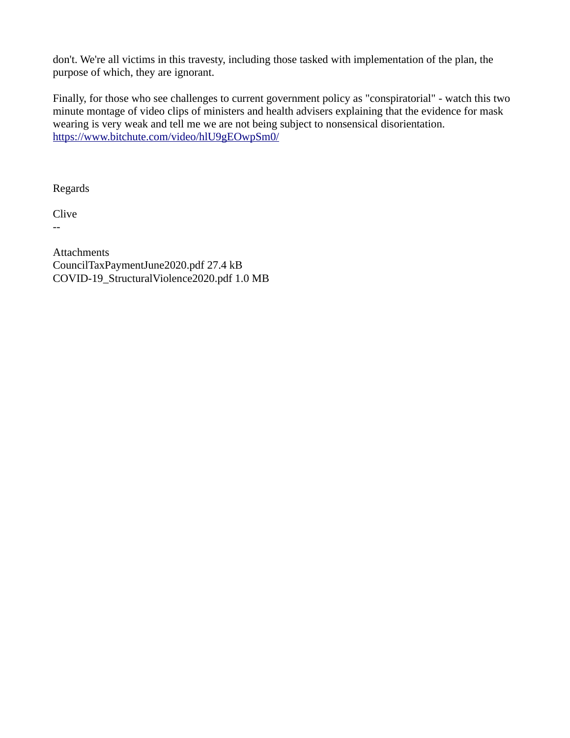don't. We're all victims in this travesty, including those tasked with implementation of the plan, the purpose of which, they are ignorant.

Finally, for those who see challenges to current government policy as "conspiratorial" - watch this two minute montage of video clips of ministers and health advisers explaining that the evidence for mask wearing is very weak and tell me we are not being subject to nonsensical disorientation.
[https://www.bitchute.com/video/hlU9gEOwpSm0/](https://www.bitchute.com/video/hlU9gEOwpSm0/)

Regards

Clive
--

Attachments
CouncilTaxPaymentJune2020.pdf 27.4 kB
COVID-19_StructuralViolence2020.pdf 1.0 MB